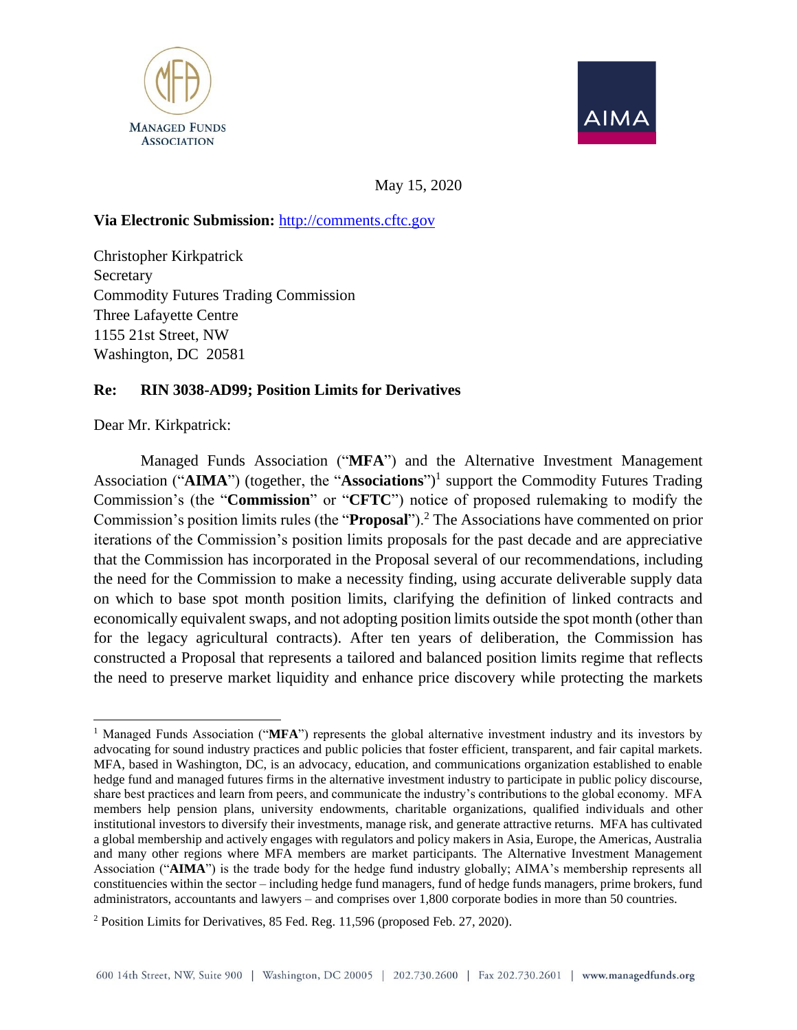MANAGED FUNDS ASSOCIATION

AIMA

May 15, 2020

**Via Electronic Submission:** http://comments.cftc.gov

Christopher Kirkpatrick
Secretary
Commodity Futures Trading Commission
Three Lafayette Centre
1155 21st Street, NW
Washington, DC 20581

**Re: RIN 3038-AD99; Position Limits for Derivatives**

Dear Mr. Kirkpatrick:

Managed Funds Association ("**MFA**") and the Alternative Investment Management Association ("**AIMA**") (together, the "**Associations**")[1] support the Commodity Futures Trading Commission's (the "**Commission**" or "**CFTC**") notice of proposed rulemaking to modify the Commission's position limits rules (the "**Proposal**").[2] The Associations have commented on prior iterations of the Commission's position limits proposals for the past decade and are appreciative that the Commission has incorporated in the Proposal several of our recommendations, including the need for the Commission to make a necessity finding, using accurate deliverable supply data on which to base spot month position limits, clarifying the definition of linked contracts and economically equivalent swaps, and not adopting position limits outside the spot month (other than for the legacy agricultural contracts). After ten years of deliberation, the Commission has constructed a Proposal that represents a tailored and balanced position limits regime that reflects the need to preserve market liquidity and enhance price discovery while protecting the markets

[1] Managed Funds Association ("**MFA**") represents the global alternative investment industry and its investors by advocating for sound industry practices and public policies that foster efficient, transparent, and fair capital markets. MFA, based in Washington, DC, is an advocacy, education, and communications organization established to enable hedge fund and managed futures firms in the alternative investment industry to participate in public policy discourse, share best practices and learn from peers, and communicate the industry's contributions to the global economy. MFA members help pension plans, university endowments, charitable organizations, qualified individuals and other institutional investors to diversify their investments, manage risk, and generate attractive returns. MFA has cultivated a global membership and actively engages with regulators and policy makers in Asia, Europe, the Americas, Australia and many other regions where MFA members are market participants. The Alternative Investment Management Association ("**AIMA**") is the trade body for the hedge fund industry globally; AIMA's membership represents all constituencies within the sector – including hedge fund managers, fund of hedge funds managers, prime brokers, fund administrators, accountants and lawyers – and comprises over 1,800 corporate bodies in more than 50 countries.

[2] Position Limits for Derivatives, 85 Fed. Reg. 11,596 (proposed Feb. 27, 2020).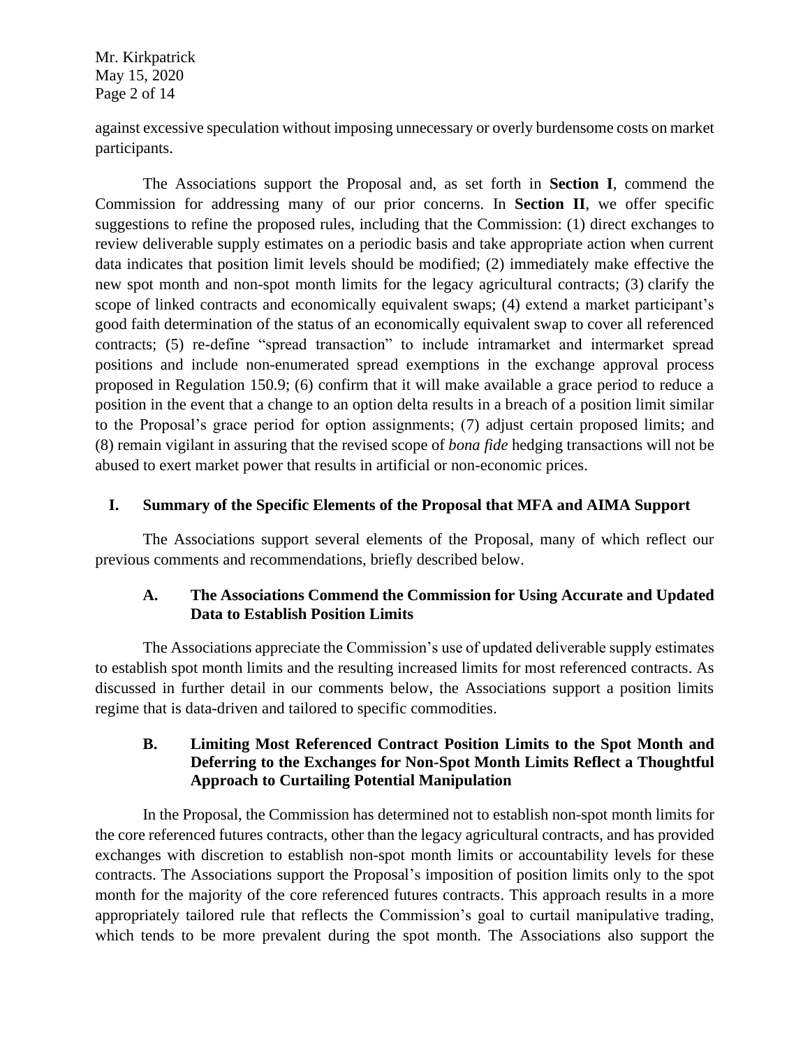against excessive speculation without imposing unnecessary or overly burdensome costs on market participants.

The Associations support the Proposal and, as set forth in **Section I**, commend the Commission for addressing many of our prior concerns. In **Section II**, we offer specific suggestions to refine the proposed rules, including that the Commission: (1) direct exchanges to review deliverable supply estimates on a periodic basis and take appropriate action when current data indicates that position limit levels should be modified; (2) immediately make effective the new spot month and non-spot month limits for the legacy agricultural contracts; (3) clarify the scope of linked contracts and economically equivalent swaps; (4) extend a market participant's good faith determination of the status of an economically equivalent swap to cover all referenced contracts; (5) re-define "spread transaction" to include intramarket and intermarket spread positions and include non-enumerated spread exemptions in the exchange approval process proposed in Regulation 150.9; (6) confirm that it will make available a grace period to reduce a position in the event that a change to an option delta results in a breach of a position limit similar to the Proposal's grace period for option assignments; (7) adjust certain proposed limits; and (8) remain vigilant in assuring that the revised scope of *bona fide* hedging transactions will not be abused to exert market power that results in artificial or non-economic prices.

## I. Summary of the Specific Elements of the Proposal that MFA and AIMA Support

The Associations support several elements of the Proposal, many of which reflect our previous comments and recommendations, briefly described below.

### A. The Associations Commend the Commission for Using Accurate and Updated Data to Establish Position Limits

The Associations appreciate the Commission's use of updated deliverable supply estimates to establish spot month limits and the resulting increased limits for most referenced contracts. As discussed in further detail in our comments below, the Associations support a position limits regime that is data-driven and tailored to specific commodities.

### B. Limiting Most Referenced Contract Position Limits to the Spot Month and Deferring to the Exchanges for Non-Spot Month Limits Reflect a Thoughtful Approach to Curtailing Potential Manipulation

In the Proposal, the Commission has determined not to establish non-spot month limits for the core referenced futures contracts, other than the legacy agricultural contracts, and has provided exchanges with discretion to establish non-spot month limits or accountability levels for these contracts. The Associations support the Proposal's imposition of position limits only to the spot month for the majority of the core referenced futures contracts. This approach results in a more appropriately tailored rule that reflects the Commission's goal to curtail manipulative trading, which tends to be more prevalent during the spot month. The Associations also support the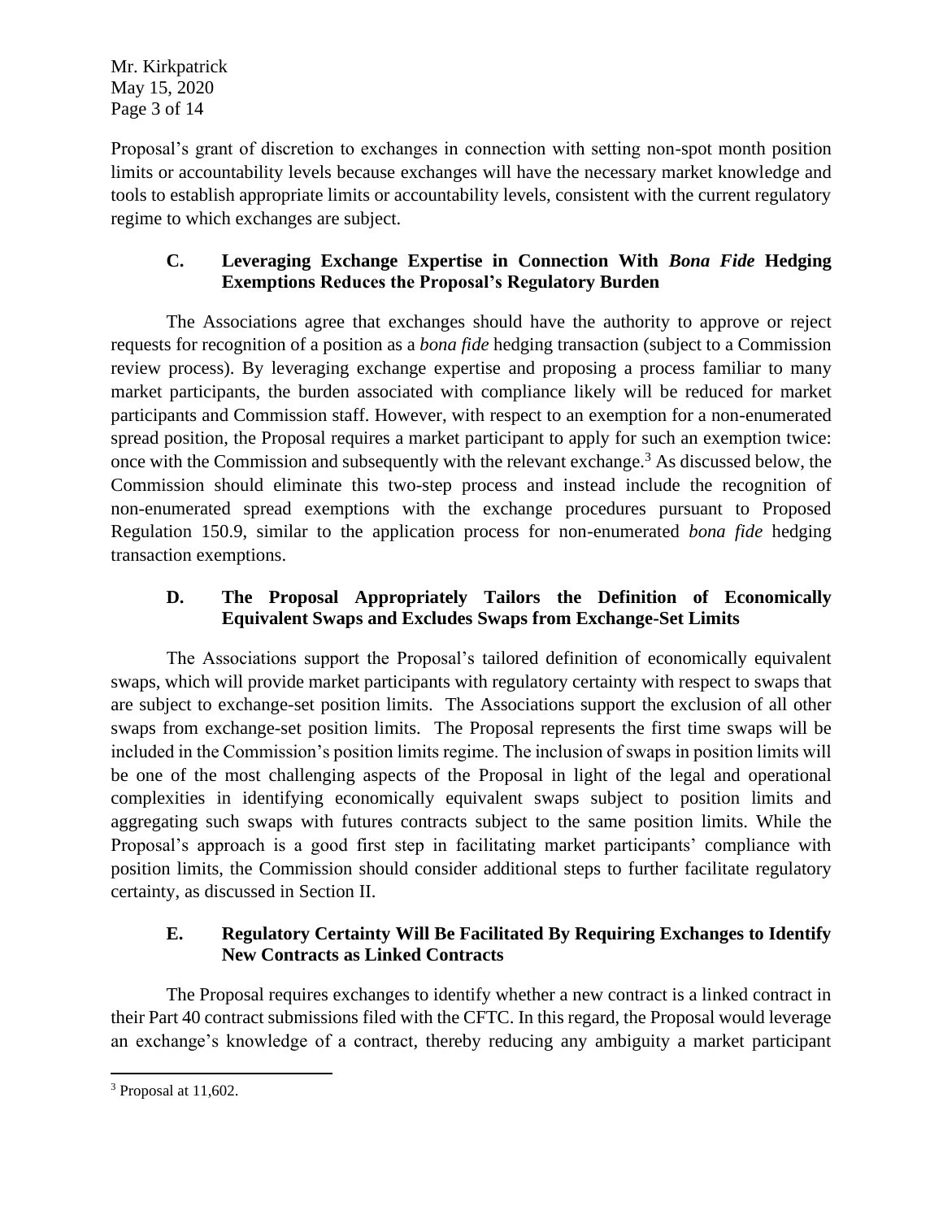Proposal's grant of discretion to exchanges in connection with setting non-spot month position limits or accountability levels because exchanges will have the necessary market knowledge and tools to establish appropriate limits or accountability levels, consistent with the current regulatory regime to which exchanges are subject.

### C. Leveraging Exchange Expertise in Connection With *Bona Fide* Hedging Exemptions Reduces the Proposal's Regulatory Burden

The Associations agree that exchanges should have the authority to approve or reject requests for recognition of a position as a *bona fide* hedging transaction (subject to a Commission review process). By leveraging exchange expertise and proposing a process familiar to many market participants, the burden associated with compliance likely will be reduced for market participants and Commission staff. However, with respect to an exemption for a non-enumerated spread position, the Proposal requires a market participant to apply for such an exemption twice: once with the Commission and subsequently with the relevant exchange.[3] As discussed below, the Commission should eliminate this two-step process and instead include the recognition of non-enumerated spread exemptions with the exchange procedures pursuant to Proposed Regulation 150.9, similar to the application process for non-enumerated *bona fide* hedging transaction exemptions.

### D. The Proposal Appropriately Tailors the Definition of Economically Equivalent Swaps and Excludes Swaps from Exchange-Set Limits

The Associations support the Proposal's tailored definition of economically equivalent swaps, which will provide market participants with regulatory certainty with respect to swaps that are subject to exchange-set position limits. The Associations support the exclusion of all other swaps from exchange-set position limits. The Proposal represents the first time swaps will be included in the Commission's position limits regime. The inclusion of swaps in position limits will be one of the most challenging aspects of the Proposal in light of the legal and operational complexities in identifying economically equivalent swaps subject to position limits and aggregating such swaps with futures contracts subject to the same position limits. While the Proposal's approach is a good first step in facilitating market participants' compliance with position limits, the Commission should consider additional steps to further facilitate regulatory certainty, as discussed in Section II.

### E. Regulatory Certainty Will Be Facilitated By Requiring Exchanges to Identify New Contracts as Linked Contracts

The Proposal requires exchanges to identify whether a new contract is a linked contract in their Part 40 contract submissions filed with the CFTC. In this regard, the Proposal would leverage an exchange's knowledge of a contract, thereby reducing any ambiguity a market participant

---

[3] Proposal at 11,602.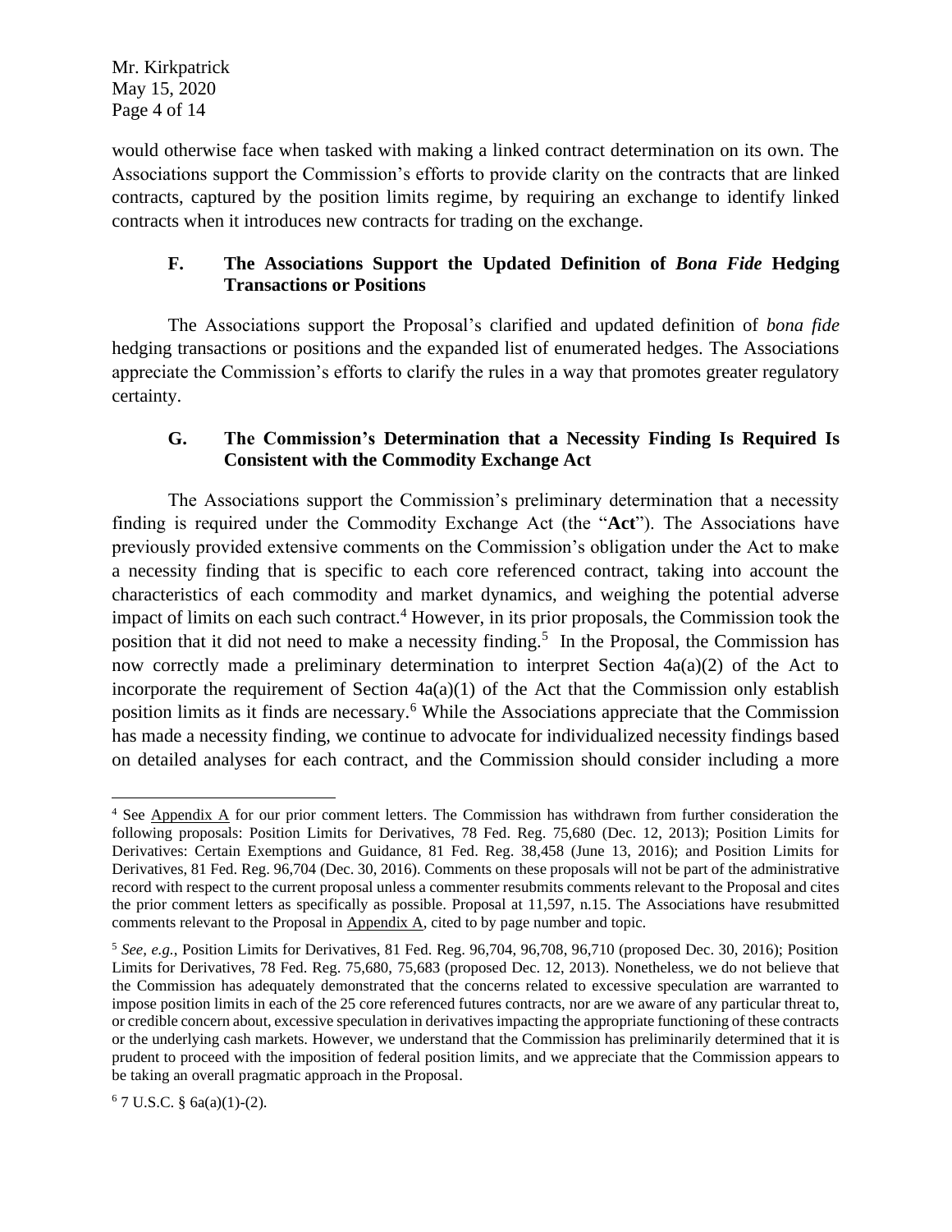would otherwise face when tasked with making a linked contract determination on its own. The Associations support the Commission's efforts to provide clarity on the contracts that are linked contracts, captured by the position limits regime, by requiring an exchange to identify linked contracts when it introduces new contracts for trading on the exchange.

### F. The Associations Support the Updated Definition of *Bona Fide* Hedging Transactions or Positions

The Associations support the Proposal's clarified and updated definition of *bona fide* hedging transactions or positions and the expanded list of enumerated hedges. The Associations appreciate the Commission's efforts to clarify the rules in a way that promotes greater regulatory certainty.

### G. The Commission's Determination that a Necessity Finding Is Required Is Consistent with the Commodity Exchange Act

The Associations support the Commission's preliminary determination that a necessity finding is required under the Commodity Exchange Act (the "**Act**"). The Associations have previously provided extensive comments on the Commission's obligation under the Act to make a necessity finding that is specific to each core referenced contract, taking into account the characteristics of each commodity and market dynamics, and weighing the potential adverse impact of limits on each such contract.[4] However, in its prior proposals, the Commission took the position that it did not need to make a necessity finding.[5] In the Proposal, the Commission has now correctly made a preliminary determination to interpret Section 4a(a)(2) of the Act to incorporate the requirement of Section 4a(a)(1) of the Act that the Commission only establish position limits as it finds are necessary.[6] While the Associations appreciate that the Commission has made a necessity finding, we continue to advocate for individualized necessity findings based on detailed analyses for each contract, and the Commission should consider including a more

---

[4] See Appendix A for our prior comment letters. The Commission has withdrawn from further consideration the following proposals: Position Limits for Derivatives, 78 Fed. Reg. 75,680 (Dec. 12, 2013); Position Limits for Derivatives: Certain Exemptions and Guidance, 81 Fed. Reg. 38,458 (June 13, 2016); and Position Limits for Derivatives, 81 Fed. Reg. 96,704 (Dec. 30, 2016). Comments on these proposals will not be part of the administrative record with respect to the current proposal unless a commenter resubmits comments relevant to the Proposal and cites the prior comment letters as specifically as possible. Proposal at 11,597, n.15. The Associations have resubmitted comments relevant to the Proposal in Appendix A, cited to by page number and topic.

[5] *See, e.g.*, Position Limits for Derivatives, 81 Fed. Reg. 96,704, 96,708, 96,710 (proposed Dec. 30, 2016); Position Limits for Derivatives, 78 Fed. Reg. 75,680, 75,683 (proposed Dec. 12, 2013). Nonetheless, we do not believe that the Commission has adequately demonstrated that the concerns related to excessive speculation are warranted to impose position limits in each of the 25 core referenced futures contracts, nor are we aware of any particular threat to, or credible concern about, excessive speculation in derivatives impacting the appropriate functioning of these contracts or the underlying cash markets. However, we understand that the Commission has preliminarily determined that it is prudent to proceed with the imposition of federal position limits, and we appreciate that the Commission appears to be taking an overall pragmatic approach in the Proposal.

[6] 7 U.S.C. § 6a(a)(1)-(2).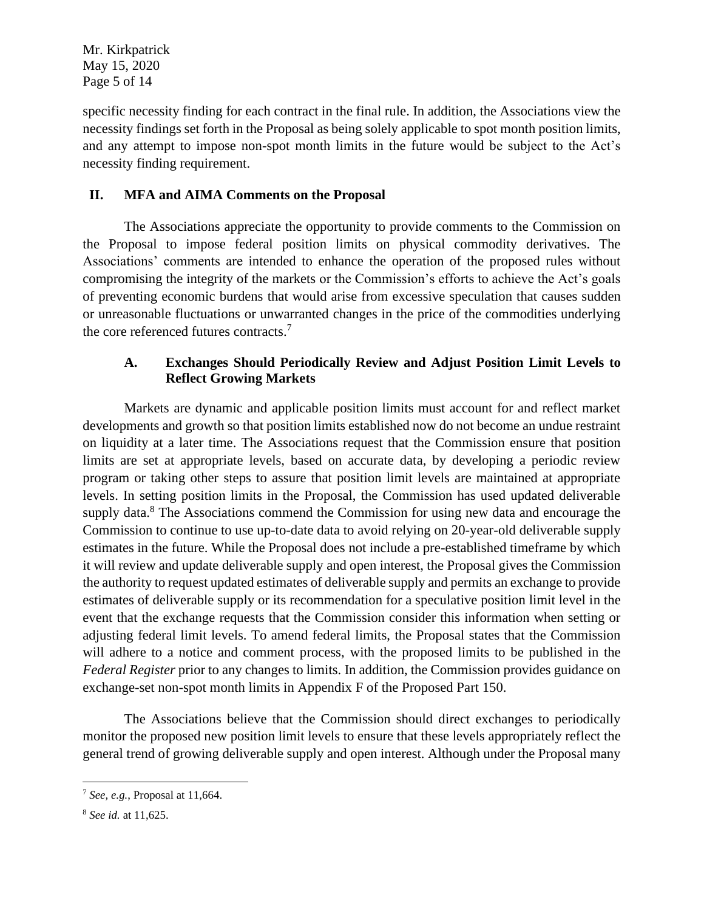specific necessity finding for each contract in the final rule. In addition, the Associations view the necessity findings set forth in the Proposal as being solely applicable to spot month position limits, and any attempt to impose non-spot month limits in the future would be subject to the Act's necessity finding requirement.

## II. MFA and AIMA Comments on the Proposal

The Associations appreciate the opportunity to provide comments to the Commission on the Proposal to impose federal position limits on physical commodity derivatives. The Associations' comments are intended to enhance the operation of the proposed rules without compromising the integrity of the markets or the Commission's efforts to achieve the Act's goals of preventing economic burdens that would arise from excessive speculation that causes sudden or unreasonable fluctuations or unwarranted changes in the price of the commodities underlying the core referenced futures contracts.[7]

### A. Exchanges Should Periodically Review and Adjust Position Limit Levels to Reflect Growing Markets

Markets are dynamic and applicable position limits must account for and reflect market developments and growth so that position limits established now do not become an undue restraint on liquidity at a later time. The Associations request that the Commission ensure that position limits are set at appropriate levels, based on accurate data, by developing a periodic review program or taking other steps to assure that position limit levels are maintained at appropriate levels. In setting position limits in the Proposal, the Commission has used updated deliverable supply data.[8] The Associations commend the Commission for using new data and encourage the Commission to continue to use up-to-date data to avoid relying on 20-year-old deliverable supply estimates in the future. While the Proposal does not include a pre-established timeframe by which it will review and update deliverable supply and open interest, the Proposal gives the Commission the authority to request updated estimates of deliverable supply and permits an exchange to provide estimates of deliverable supply or its recommendation for a speculative position limit level in the event that the exchange requests that the Commission consider this information when setting or adjusting federal limit levels. To amend federal limits, the Proposal states that the Commission will adhere to a notice and comment process, with the proposed limits to be published in the *Federal Register* prior to any changes to limits. In addition, the Commission provides guidance on exchange-set non-spot month limits in Appendix F of the Proposed Part 150.

The Associations believe that the Commission should direct exchanges to periodically monitor the proposed new position limit levels to ensure that these levels appropriately reflect the general trend of growing deliverable supply and open interest. Although under the Proposal many

---

[7] *See, e.g.*, Proposal at 11,664.

[8] *See id.* at 11,625.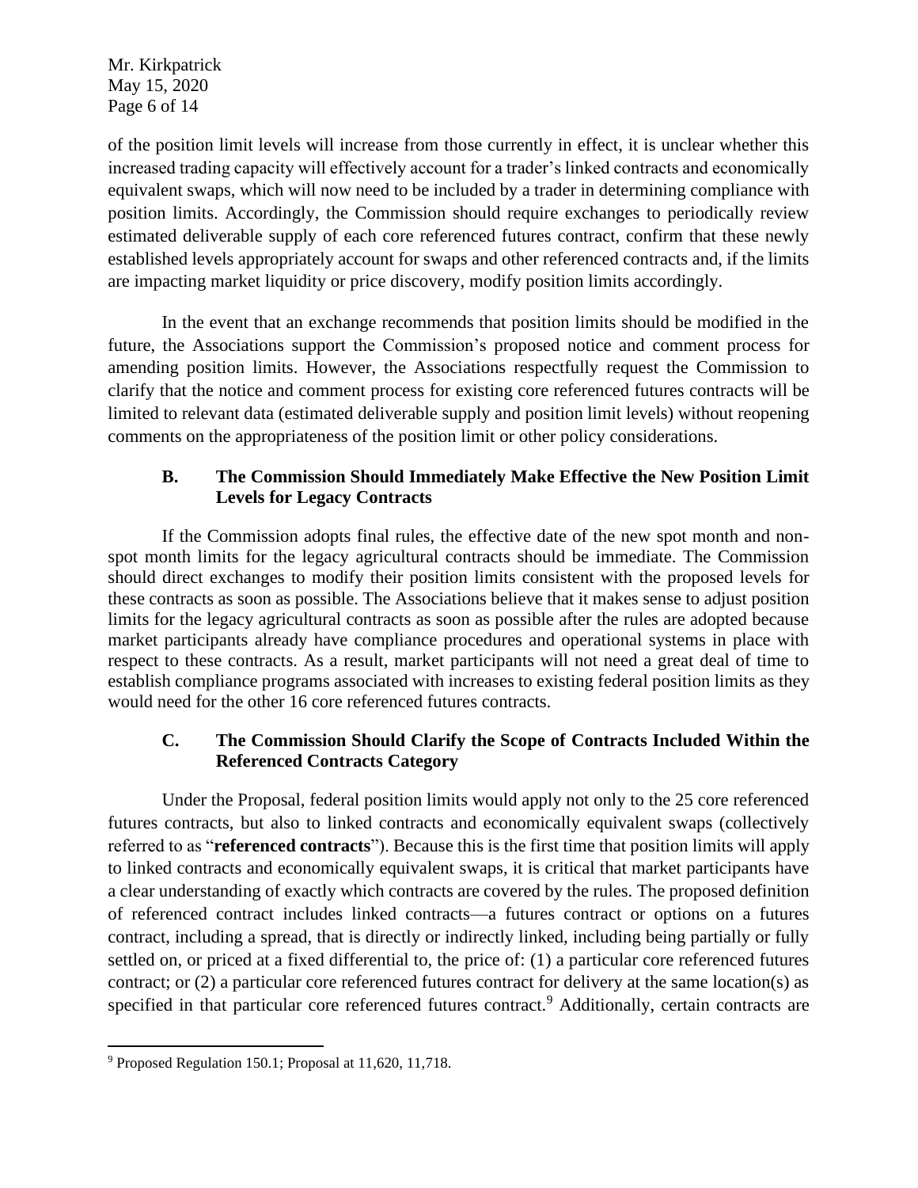of the position limit levels will increase from those currently in effect, it is unclear whether this increased trading capacity will effectively account for a trader's linked contracts and economically equivalent swaps, which will now need to be included by a trader in determining compliance with position limits. Accordingly, the Commission should require exchanges to periodically review estimated deliverable supply of each core referenced futures contract, confirm that these newly established levels appropriately account for swaps and other referenced contracts and, if the limits are impacting market liquidity or price discovery, modify position limits accordingly.

In the event that an exchange recommends that position limits should be modified in the future, the Associations support the Commission's proposed notice and comment process for amending position limits. However, the Associations respectfully request the Commission to clarify that the notice and comment process for existing core referenced futures contracts will be limited to relevant data (estimated deliverable supply and position limit levels) without reopening comments on the appropriateness of the position limit or other policy considerations.

### B. The Commission Should Immediately Make Effective the New Position Limit Levels for Legacy Contracts

If the Commission adopts final rules, the effective date of the new spot month and non-spot month limits for the legacy agricultural contracts should be immediate. The Commission should direct exchanges to modify their position limits consistent with the proposed levels for these contracts as soon as possible. The Associations believe that it makes sense to adjust position limits for the legacy agricultural contracts as soon as possible after the rules are adopted because market participants already have compliance procedures and operational systems in place with respect to these contracts. As a result, market participants will not need a great deal of time to establish compliance programs associated with increases to existing federal position limits as they would need for the other 16 core referenced futures contracts.

### C. The Commission Should Clarify the Scope of Contracts Included Within the Referenced Contracts Category

Under the Proposal, federal position limits would apply not only to the 25 core referenced futures contracts, but also to linked contracts and economically equivalent swaps (collectively referred to as "**referenced contracts**"). Because this is the first time that position limits will apply to linked contracts and economically equivalent swaps, it is critical that market participants have a clear understanding of exactly which contracts are covered by the rules. The proposed definition of referenced contract includes linked contracts—a futures contract or options on a futures contract, including a spread, that is directly or indirectly linked, including being partially or fully settled on, or priced at a fixed differential to, the price of: (1) a particular core referenced futures contract; or (2) a particular core referenced futures contract for delivery at the same location(s) as specified in that particular core referenced futures contract.[9] Additionally, certain contracts are

[9] Proposed Regulation 150.1; Proposal at 11,620, 11,718.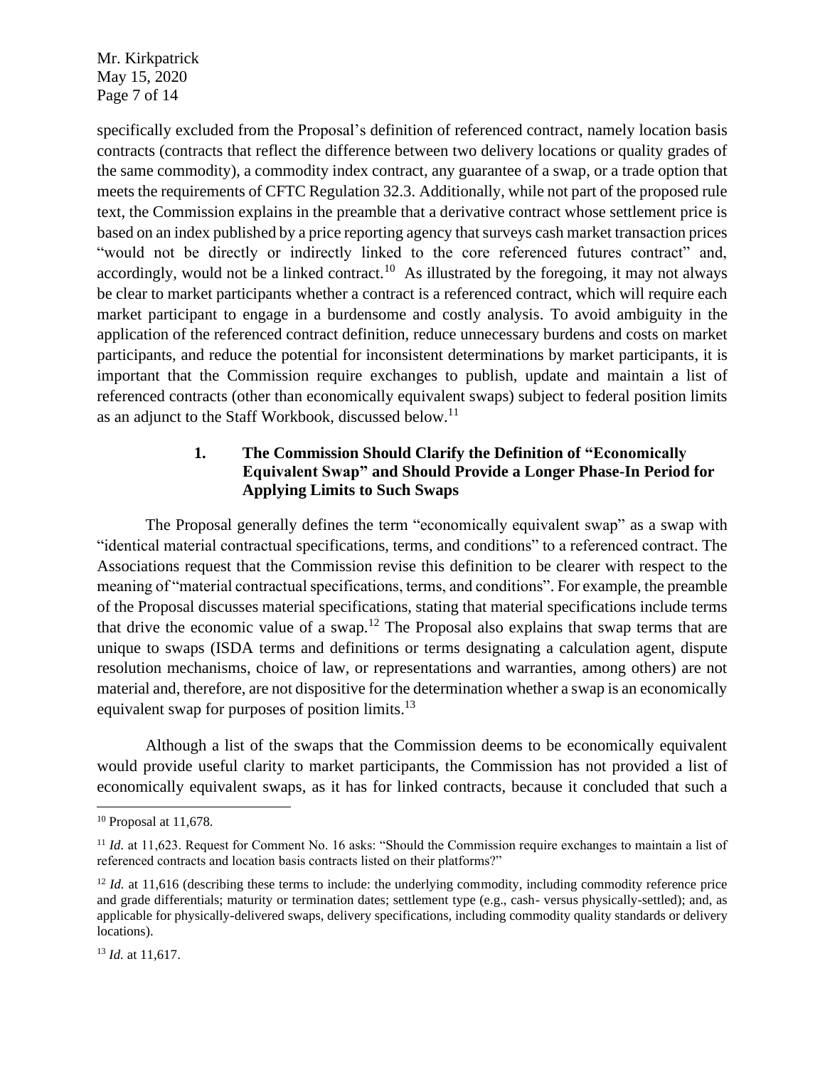specifically excluded from the Proposal's definition of referenced contract, namely location basis contracts (contracts that reflect the difference between two delivery locations or quality grades of the same commodity), a commodity index contract, any guarantee of a swap, or a trade option that meets the requirements of CFTC Regulation 32.3. Additionally, while not part of the proposed rule text, the Commission explains in the preamble that a derivative contract whose settlement price is based on an index published by a price reporting agency that surveys cash market transaction prices "would not be directly or indirectly linked to the core referenced futures contract" and, accordingly, would not be a linked contract.[10] As illustrated by the foregoing, it may not always be clear to market participants whether a contract is a referenced contract, which will require each market participant to engage in a burdensome and costly analysis. To avoid ambiguity in the application of the referenced contract definition, reduce unnecessary burdens and costs on market participants, and reduce the potential for inconsistent determinations by market participants, it is important that the Commission require exchanges to publish, update and maintain a list of referenced contracts (other than economically equivalent swaps) subject to federal position limits as an adjunct to the Staff Workbook, discussed below.[11]

### 1. The Commission Should Clarify the Definition of "Economically Equivalent Swap" and Should Provide a Longer Phase-In Period for Applying Limits to Such Swaps

The Proposal generally defines the term "economically equivalent swap" as a swap with "identical material contractual specifications, terms, and conditions" to a referenced contract. The Associations request that the Commission revise this definition to be clearer with respect to the meaning of "material contractual specifications, terms, and conditions". For example, the preamble of the Proposal discusses material specifications, stating that material specifications include terms that drive the economic value of a swap.[12] The Proposal also explains that swap terms that are unique to swaps (ISDA terms and definitions or terms designating a calculation agent, dispute resolution mechanisms, choice of law, or representations and warranties, among others) are not material and, therefore, are not dispositive for the determination whether a swap is an economically equivalent swap for purposes of position limits.[13]

Although a list of the swaps that the Commission deems to be economically equivalent would provide useful clarity to market participants, the Commission has not provided a list of economically equivalent swaps, as it has for linked contracts, because it concluded that such a

---

[10] Proposal at 11,678.

[11] *Id.* at 11,623. Request for Comment No. 16 asks: "Should the Commission require exchanges to maintain a list of referenced contracts and location basis contracts listed on their platforms?"

[12] *Id.* at 11,616 (describing these terms to include: the underlying commodity, including commodity reference price and grade differentials; maturity or termination dates; settlement type (e.g., cash- versus physically-settled); and, as applicable for physically-delivered swaps, delivery specifications, including commodity quality standards or delivery locations).

[13] *Id.* at 11,617.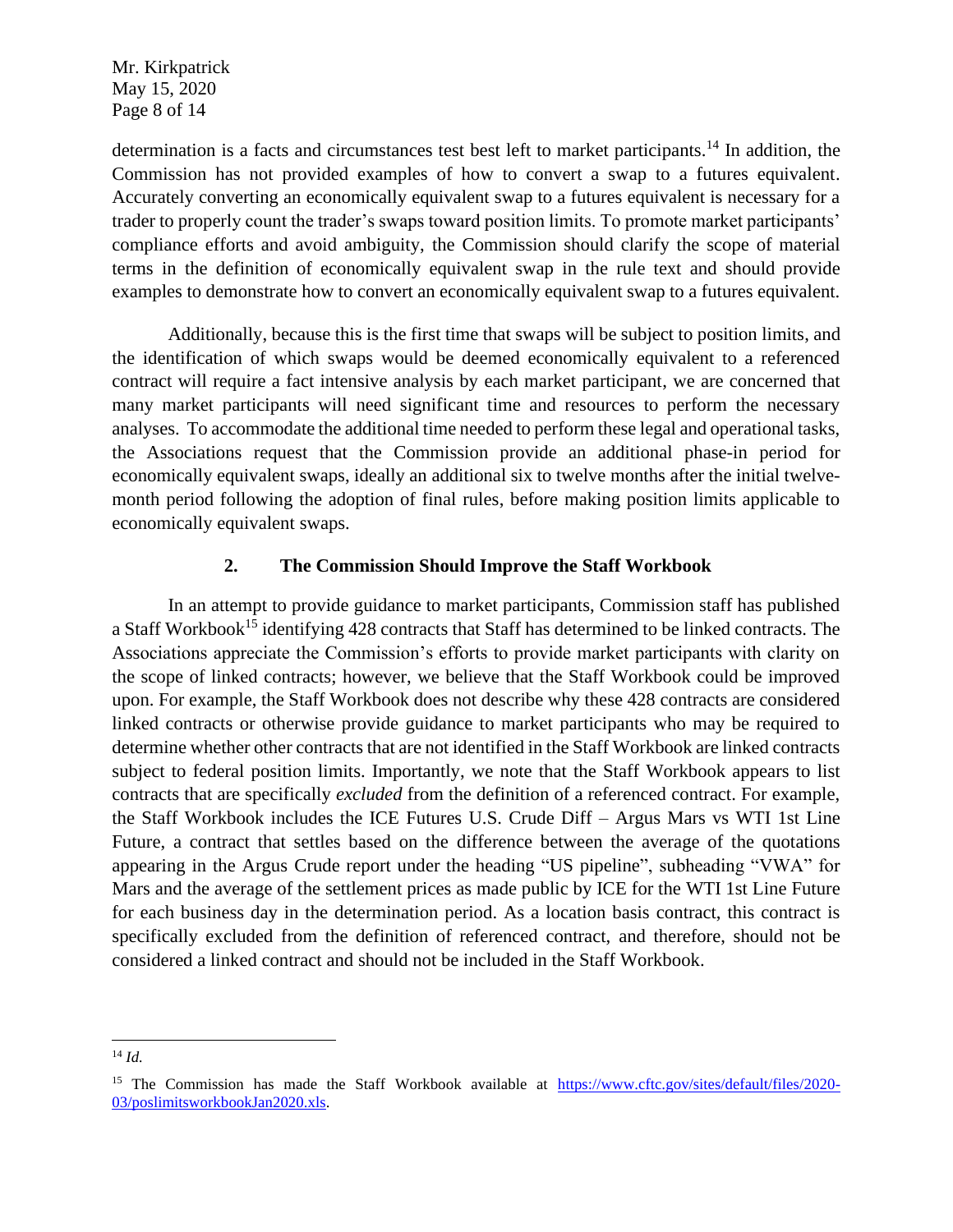determination is a facts and circumstances test best left to market participants.[14] In addition, the Commission has not provided examples of how to convert a swap to a futures equivalent. Accurately converting an economically equivalent swap to a futures equivalent is necessary for a trader to properly count the trader's swaps toward position limits. To promote market participants' compliance efforts and avoid ambiguity, the Commission should clarify the scope of material terms in the definition of economically equivalent swap in the rule text and should provide examples to demonstrate how to convert an economically equivalent swap to a futures equivalent.

Additionally, because this is the first time that swaps will be subject to position limits, and the identification of which swaps would be deemed economically equivalent to a referenced contract will require a fact intensive analysis by each market participant, we are concerned that many market participants will need significant time and resources to perform the necessary analyses. To accommodate the additional time needed to perform these legal and operational tasks, the Associations request that the Commission provide an additional phase-in period for economically equivalent swaps, ideally an additional six to twelve months after the initial twelve-month period following the adoption of final rules, before making position limits applicable to economically equivalent swaps.

### 2. The Commission Should Improve the Staff Workbook

In an attempt to provide guidance to market participants, Commission staff has published a Staff Workbook[15] identifying 428 contracts that Staff has determined to be linked contracts. The Associations appreciate the Commission's efforts to provide market participants with clarity on the scope of linked contracts; however, we believe that the Staff Workbook could be improved upon. For example, the Staff Workbook does not describe why these 428 contracts are considered linked contracts or otherwise provide guidance to market participants who may be required to determine whether other contracts that are not identified in the Staff Workbook are linked contracts subject to federal position limits. Importantly, we note that the Staff Workbook appears to list contracts that are specifically *excluded* from the definition of a referenced contract. For example, the Staff Workbook includes the ICE Futures U.S. Crude Diff – Argus Mars vs WTI 1st Line Future, a contract that settles based on the difference between the average of the quotations appearing in the Argus Crude report under the heading "US pipeline", subheading "VWA" for Mars and the average of the settlement prices as made public by ICE for the WTI 1st Line Future for each business day in the determination period. As a location basis contract, this contract is specifically excluded from the definition of referenced contract, and therefore, should not be considered a linked contract and should not be included in the Staff Workbook.

---

[14] *Id.*

[15] The Commission has made the Staff Workbook available at https://www.cftc.gov/sites/default/files/2020-03/poslimitsworkbookJan2020.xls.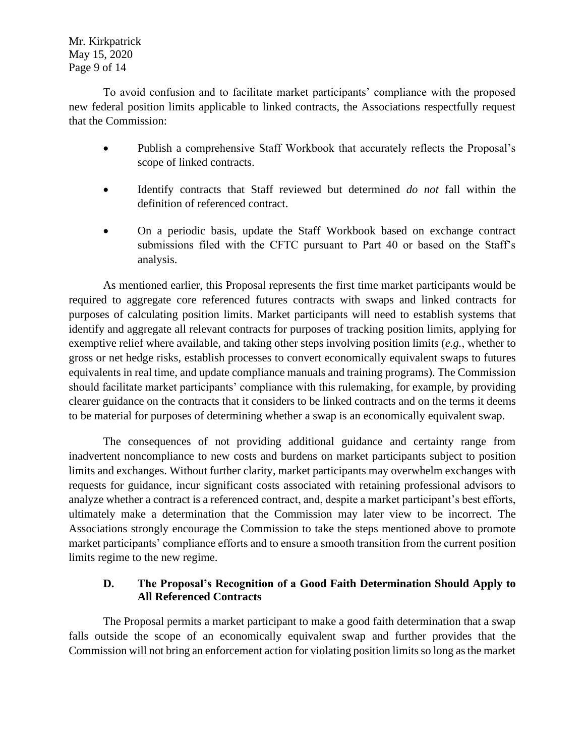To avoid confusion and to facilitate market participants' compliance with the proposed new federal position limits applicable to linked contracts, the Associations respectfully request that the Commission:

- Publish a comprehensive Staff Workbook that accurately reflects the Proposal's scope of linked contracts.
- Identify contracts that Staff reviewed but determined *do not* fall within the definition of referenced contract.
- On a periodic basis, update the Staff Workbook based on exchange contract submissions filed with the CFTC pursuant to Part 40 or based on the Staff's analysis.

As mentioned earlier, this Proposal represents the first time market participants would be required to aggregate core referenced futures contracts with swaps and linked contracts for purposes of calculating position limits. Market participants will need to establish systems that identify and aggregate all relevant contracts for purposes of tracking position limits, applying for exemptive relief where available, and taking other steps involving position limits (*e.g.*, whether to gross or net hedge risks, establish processes to convert economically equivalent swaps to futures equivalents in real time, and update compliance manuals and training programs). The Commission should facilitate market participants' compliance with this rulemaking, for example, by providing clearer guidance on the contracts that it considers to be linked contracts and on the terms it deems to be material for purposes of determining whether a swap is an economically equivalent swap.

The consequences of not providing additional guidance and certainty range from inadvertent noncompliance to new costs and burdens on market participants subject to position limits and exchanges. Without further clarity, market participants may overwhelm exchanges with requests for guidance, incur significant costs associated with retaining professional advisors to analyze whether a contract is a referenced contract, and, despite a market participant's best efforts, ultimately make a determination that the Commission may later view to be incorrect. The Associations strongly encourage the Commission to take the steps mentioned above to promote market participants' compliance efforts and to ensure a smooth transition from the current position limits regime to the new regime.

### D. The Proposal's Recognition of a Good Faith Determination Should Apply to All Referenced Contracts

The Proposal permits a market participant to make a good faith determination that a swap falls outside the scope of an economically equivalent swap and further provides that the Commission will not bring an enforcement action for violating position limits so long as the market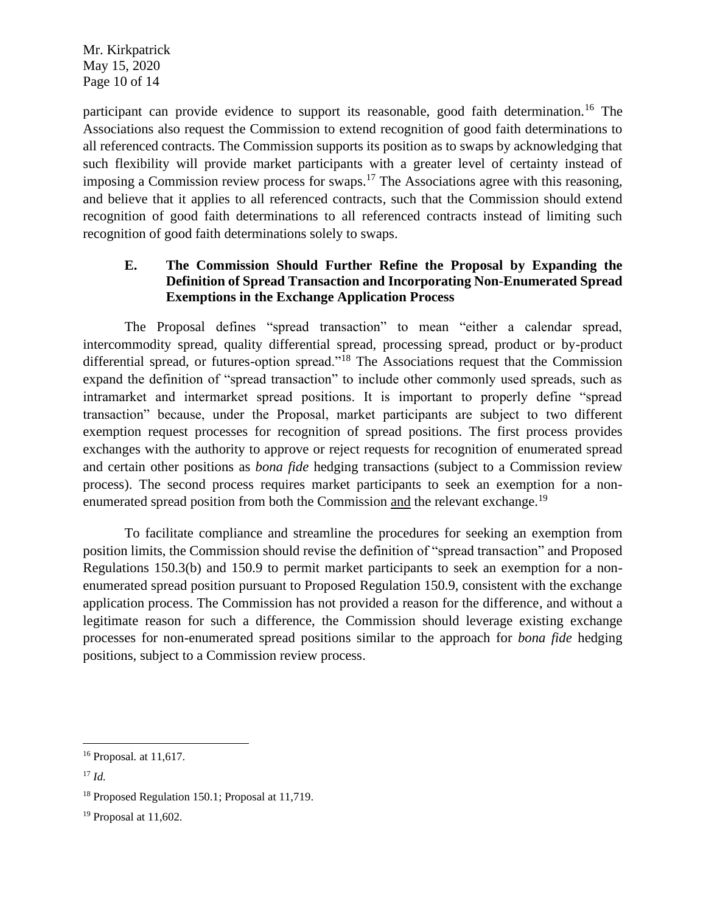participant can provide evidence to support its reasonable, good faith determination.[16] The Associations also request the Commission to extend recognition of good faith determinations to all referenced contracts. The Commission supports its position as to swaps by acknowledging that such flexibility will provide market participants with a greater level of certainty instead of imposing a Commission review process for swaps.[17] The Associations agree with this reasoning, and believe that it applies to all referenced contracts, such that the Commission should extend recognition of good faith determinations to all referenced contracts instead of limiting such recognition of good faith determinations solely to swaps.

### E. The Commission Should Further Refine the Proposal by Expanding the Definition of Spread Transaction and Incorporating Non-Enumerated Spread Exemptions in the Exchange Application Process

The Proposal defines "spread transaction" to mean "either a calendar spread, intercommodity spread, quality differential spread, processing spread, product or by-product differential spread, or futures-option spread."[18] The Associations request that the Commission expand the definition of "spread transaction" to include other commonly used spreads, such as intramarket and intermarket spread positions. It is important to properly define "spread transaction" because, under the Proposal, market participants are subject to two different exemption request processes for recognition of spread positions. The first process provides exchanges with the authority to approve or reject requests for recognition of enumerated spread and certain other positions as *bona fide* hedging transactions (subject to a Commission review process). The second process requires market participants to seek an exemption for a non-enumerated spread position from both the Commission and the relevant exchange.[19]

To facilitate compliance and streamline the procedures for seeking an exemption from position limits, the Commission should revise the definition of "spread transaction" and Proposed Regulations 150.3(b) and 150.9 to permit market participants to seek an exemption for a non-enumerated spread position pursuant to Proposed Regulation 150.9, consistent with the exchange application process. The Commission has not provided a reason for the difference, and without a legitimate reason for such a difference, the Commission should leverage existing exchange processes for non-enumerated spread positions similar to the approach for *bona fide* hedging positions, subject to a Commission review process.

---

[16] Proposal. at 11,617.

[17] *Id.*

[18] Proposed Regulation 150.1; Proposal at 11,719.

[19] Proposal at 11,602.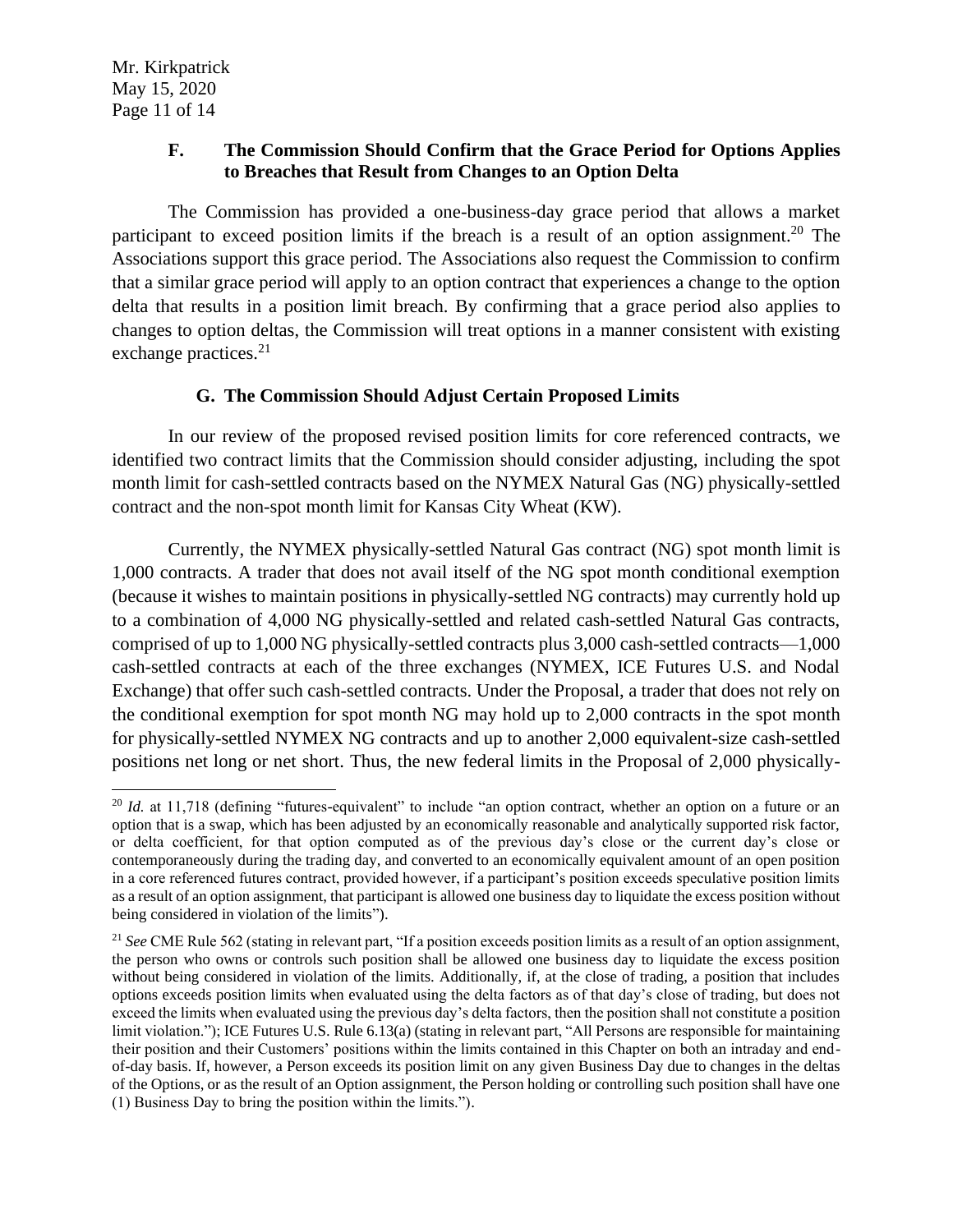### F. The Commission Should Confirm that the Grace Period for Options Applies to Breaches that Result from Changes to an Option Delta

The Commission has provided a one-business-day grace period that allows a market participant to exceed position limits if the breach is a result of an option assignment.[20] The Associations support this grace period. The Associations also request the Commission to confirm that a similar grace period will apply to an option contract that experiences a change to the option delta that results in a position limit breach. By confirming that a grace period also applies to changes to option deltas, the Commission will treat options in a manner consistent with existing exchange practices.[21]

### G. The Commission Should Adjust Certain Proposed Limits

In our review of the proposed revised position limits for core referenced contracts, we identified two contract limits that the Commission should consider adjusting, including the spot month limit for cash-settled contracts based on the NYMEX Natural Gas (NG) physically-settled contract and the non-spot month limit for Kansas City Wheat (KW).

Currently, the NYMEX physically-settled Natural Gas contract (NG) spot month limit is 1,000 contracts. A trader that does not avail itself of the NG spot month conditional exemption (because it wishes to maintain positions in physically-settled NG contracts) may currently hold up to a combination of 4,000 NG physically-settled and related cash-settled Natural Gas contracts, comprised of up to 1,000 NG physically-settled contracts plus 3,000 cash-settled contracts—1,000 cash-settled contracts at each of the three exchanges (NYMEX, ICE Futures U.S. and Nodal Exchange) that offer such cash-settled contracts. Under the Proposal, a trader that does not rely on the conditional exemption for spot month NG may hold up to 2,000 contracts in the spot month for physically-settled NYMEX NG contracts and up to another 2,000 equivalent-size cash-settled positions net long or net short. Thus, the new federal limits in the Proposal of 2,000 physically-

---

[20] *Id.* at 11,718 (defining "futures-equivalent" to include "an option contract, whether an option on a future or an option that is a swap, which has been adjusted by an economically reasonable and analytically supported risk factor, or delta coefficient, for that option computed as of the previous day's close or the current day's close or contemporaneously during the trading day, and converted to an economically equivalent amount of an open position in a core referenced futures contract, provided however, if a participant's position exceeds speculative position limits as a result of an option assignment, that participant is allowed one business day to liquidate the excess position without being considered in violation of the limits").

[21] *See* CME Rule 562 (stating in relevant part, "If a position exceeds position limits as a result of an option assignment, the person who owns or controls such position shall be allowed one business day to liquidate the excess position without being considered in violation of the limits. Additionally, if, at the close of trading, a position that includes options exceeds position limits when evaluated using the delta factors as of that day's close of trading, but does not exceed the limits when evaluated using the previous day's delta factors, then the position shall not constitute a position limit violation."); ICE Futures U.S. Rule 6.13(a) (stating in relevant part, "All Persons are responsible for maintaining their position and their Customers' positions within the limits contained in this Chapter on both an intraday and end-of-day basis. If, however, a Person exceeds its position limit on any given Business Day due to changes in the deltas of the Options, or as the result of an Option assignment, the Person holding or controlling such position shall have one (1) Business Day to bring the position within the limits.").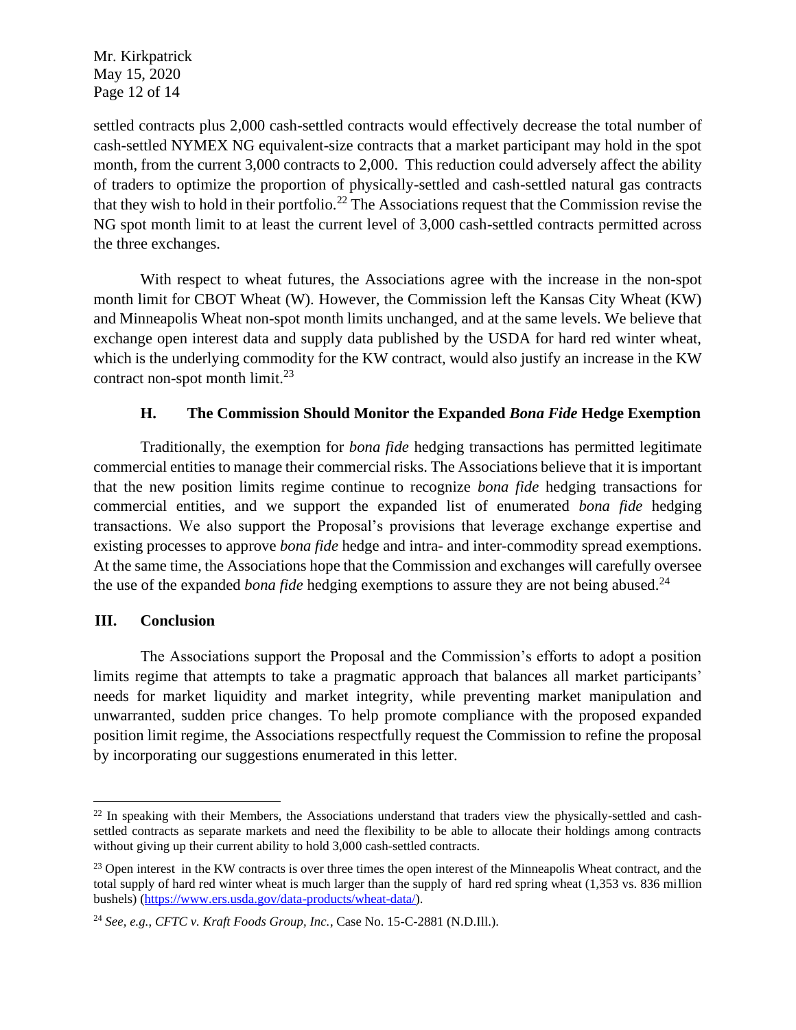settled contracts plus 2,000 cash-settled contracts would effectively decrease the total number of cash-settled NYMEX NG equivalent-size contracts that a market participant may hold in the spot month, from the current 3,000 contracts to 2,000. This reduction could adversely affect the ability of traders to optimize the proportion of physically-settled and cash-settled natural gas contracts that they wish to hold in their portfolio.[22] The Associations request that the Commission revise the NG spot month limit to at least the current level of 3,000 cash-settled contracts permitted across the three exchanges.

With respect to wheat futures, the Associations agree with the increase in the non-spot month limit for CBOT Wheat (W). However, the Commission left the Kansas City Wheat (KW) and Minneapolis Wheat non-spot month limits unchanged, and at the same levels. We believe that exchange open interest data and supply data published by the USDA for hard red winter wheat, which is the underlying commodity for the KW contract, would also justify an increase in the KW contract non-spot month limit.[23]

### H. The Commission Should Monitor the Expanded *Bona Fide* Hedge Exemption

Traditionally, the exemption for *bona fide* hedging transactions has permitted legitimate commercial entities to manage their commercial risks. The Associations believe that it is important that the new position limits regime continue to recognize *bona fide* hedging transactions for commercial entities, and we support the expanded list of enumerated *bona fide* hedging transactions. We also support the Proposal's provisions that leverage exchange expertise and existing processes to approve *bona fide* hedge and intra- and inter-commodity spread exemptions. At the same time, the Associations hope that the Commission and exchanges will carefully oversee the use of the expanded *bona fide* hedging exemptions to assure they are not being abused.[24]

## III. Conclusion

The Associations support the Proposal and the Commission's efforts to adopt a position limits regime that attempts to take a pragmatic approach that balances all market participants' needs for market liquidity and market integrity, while preventing market manipulation and unwarranted, sudden price changes. To help promote compliance with the proposed expanded position limit regime, the Associations respectfully request the Commission to refine the proposal by incorporating our suggestions enumerated in this letter.

---

[22] In speaking with their Members, the Associations understand that traders view the physically-settled and cash-settled contracts as separate markets and need the flexibility to be able to allocate their holdings among contracts without giving up their current ability to hold 3,000 cash-settled contracts.

[23] Open interest in the KW contracts is over three times the open interest of the Minneapolis Wheat contract, and the total supply of hard red winter wheat is much larger than the supply of hard red spring wheat (1,353 vs. 836 million bushels) (https://www.ers.usda.gov/data-products/wheat-data/).

[24] *See, e.g.*, *CFTC v. Kraft Foods Group, Inc.*, Case No. 15-C-2881 (N.D.Ill.).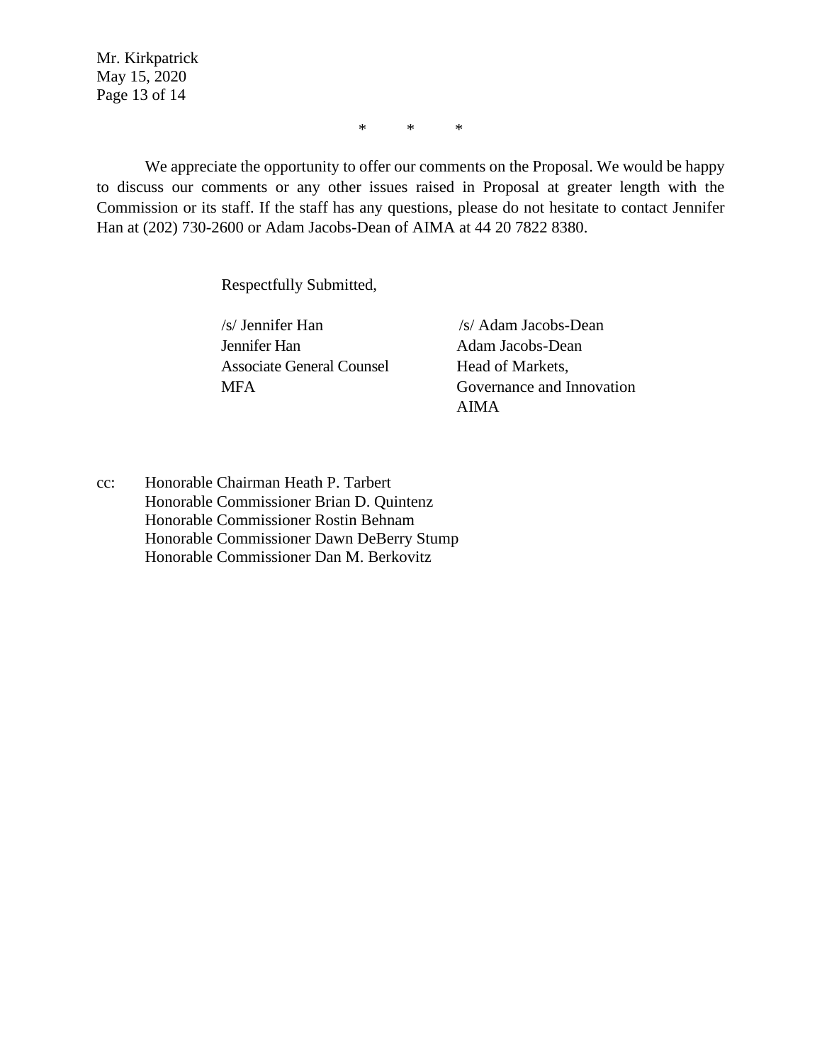\*        \*        \*

We appreciate the opportunity to offer our comments on the Proposal. We would be happy to discuss our comments or any other issues raised in Proposal at greater length with the Commission or its staff. If the staff has any questions, please do not hesitate to contact Jennifer Han at (202) 730-2600 or Adam Jacobs-Dean of AIMA at 44 20 7822 8380.

Respectfully Submitted,

| | |
|---|---|
| /s/ Jennifer Han | /s/ Adam Jacobs-Dean |
| Jennifer Han | Adam Jacobs-Dean |
| Associate General Counsel | Head of Markets, |
| MFA | Governance and Innovation |
| | AIMA |

cc: Honorable Chairman Heath P. Tarbert
Honorable Commissioner Brian D. Quintenz
Honorable Commissioner Rostin Behnam
Honorable Commissioner Dawn DeBerry Stump
Honorable Commissioner Dan M. Berkovitz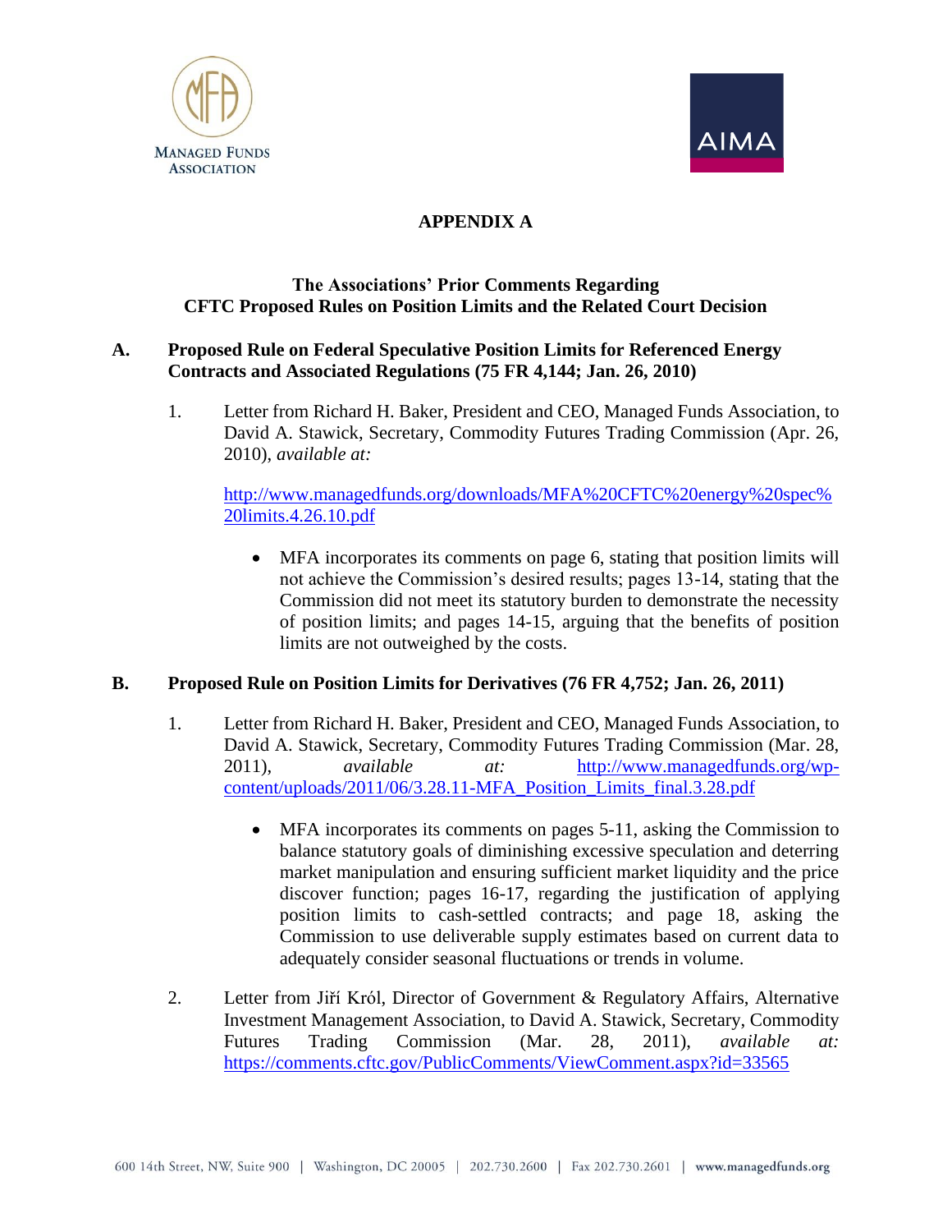# APPENDIX A

## The Associations' Prior Comments Regarding CFTC Proposed Rules on Position Limits and the Related Court Decision

### A. Proposed Rule on Federal Speculative Position Limits for Referenced Energy Contracts and Associated Regulations (75 FR 4,144; Jan. 26, 2010)

1. Letter from Richard H. Baker, President and CEO, Managed Funds Association, to David A. Stawick, Secretary, Commodity Futures Trading Commission (Apr. 26, 2010), *available at:*

   http://www.managedfunds.org/downloads/MFA%20CFTC%20energy%20spec%20limits.4.26.10.pdf

   - MFA incorporates its comments on page 6, stating that position limits will not achieve the Commission's desired results; pages 13-14, stating that the Commission did not meet its statutory burden to demonstrate the necessity of position limits; and pages 14-15, arguing that the benefits of position limits are not outweighed by the costs.

### B. Proposed Rule on Position Limits for Derivatives (76 FR 4,752; Jan. 26, 2011)

1. Letter from Richard H. Baker, President and CEO, Managed Funds Association, to David A. Stawick, Secretary, Commodity Futures Trading Commission (Mar. 28, 2011), *available at:* http://www.managedfunds.org/wp-content/uploads/2011/06/3.28.11-MFA_Position_Limits_final.3.28.pdf

   - MFA incorporates its comments on pages 5-11, asking the Commission to balance statutory goals of diminishing excessive speculation and deterring market manipulation and ensuring sufficient market liquidity and the price discover function; pages 16-17, regarding the justification of applying position limits to cash-settled contracts; and page 18, asking the Commission to use deliverable supply estimates based on current data to adequately consider seasonal fluctuations or trends in volume.

2. Letter from Jiří Król, Director of Government & Regulatory Affairs, Alternative Investment Management Association, to David A. Stawick, Secretary, Commodity Futures Trading Commission (Mar. 28, 2011), *available at:* https://comments.cftc.gov/PublicComments/ViewComment.aspx?id=33565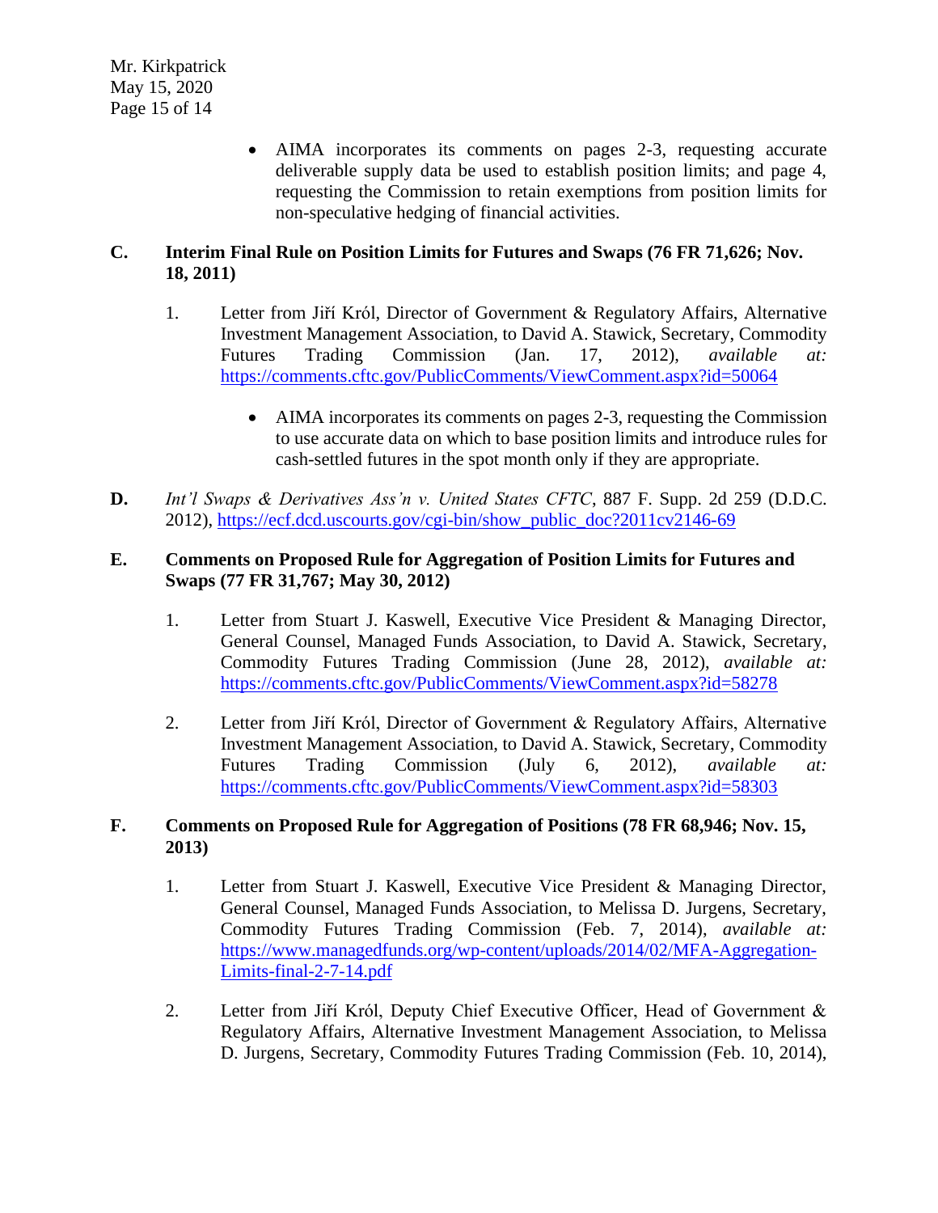- AIMA incorporates its comments on pages 2-3, requesting accurate deliverable supply data be used to establish position limits; and page 4, requesting the Commission to retain exemptions from position limits for non-speculative hedging of financial activities.

**C. Interim Final Rule on Position Limits for Futures and Swaps (76 FR 71,626; Nov. 18, 2011)**

1. Letter from Jiří Król, Director of Government & Regulatory Affairs, Alternative Investment Management Association, to David A. Stawick, Secretary, Commodity Futures Trading Commission (Jan. 17, 2012), *available at:* https://comments.cftc.gov/PublicComments/ViewComment.aspx?id=50064

   - AIMA incorporates its comments on pages 2-3, requesting the Commission to use accurate data on which to base position limits and introduce rules for cash-settled futures in the spot month only if they are appropriate.

**D.** *Int'l Swaps & Derivatives Ass'n v. United States CFTC*, 887 F. Supp. 2d 259 (D.D.C. 2012), https://ecf.dcd.uscourts.gov/cgi-bin/show_public_doc?2011cv2146-69

**E. Comments on Proposed Rule for Aggregation of Position Limits for Futures and Swaps (77 FR 31,767; May 30, 2012)**

1. Letter from Stuart J. Kaswell, Executive Vice President & Managing Director, General Counsel, Managed Funds Association, to David A. Stawick, Secretary, Commodity Futures Trading Commission (June 28, 2012), *available at:* https://comments.cftc.gov/PublicComments/ViewComment.aspx?id=58278

2. Letter from Jiří Król, Director of Government & Regulatory Affairs, Alternative Investment Management Association, to David A. Stawick, Secretary, Commodity Futures Trading Commission (July 6, 2012), *available at:* https://comments.cftc.gov/PublicComments/ViewComment.aspx?id=58303

**F. Comments on Proposed Rule for Aggregation of Positions (78 FR 68,946; Nov. 15, 2013)**

1. Letter from Stuart J. Kaswell, Executive Vice President & Managing Director, General Counsel, Managed Funds Association, to Melissa D. Jurgens, Secretary, Commodity Futures Trading Commission (Feb. 7, 2014), *available at:* https://www.managedfunds.org/wp-content/uploads/2014/02/MFA-Aggregation-Limits-final-2-7-14.pdf

2. Letter from Jiří Król, Deputy Chief Executive Officer, Head of Government & Regulatory Affairs, Alternative Investment Management Association, to Melissa D. Jurgens, Secretary, Commodity Futures Trading Commission (Feb. 10, 2014),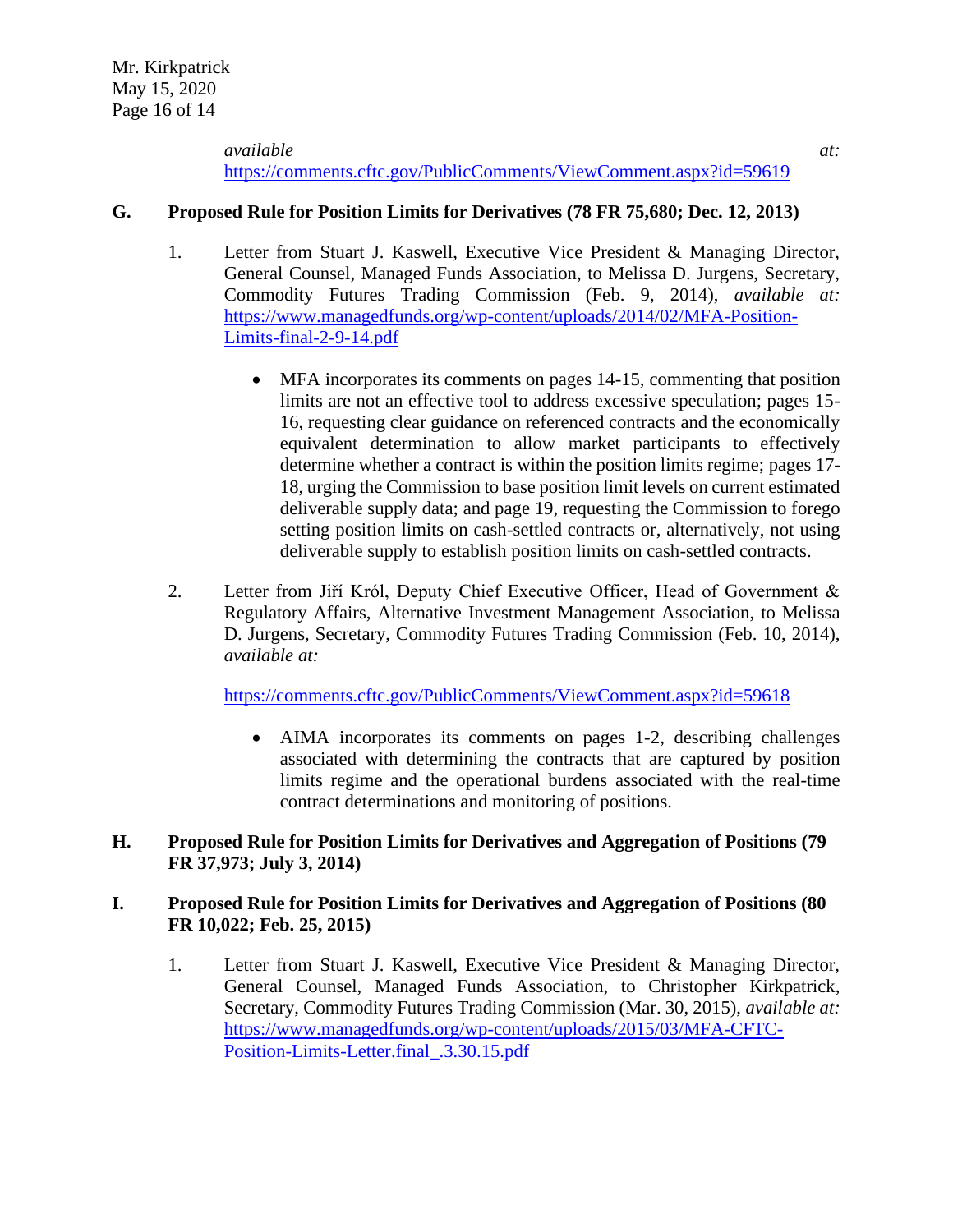*available at:* https://comments.cftc.gov/PublicComments/ViewComment.aspx?id=59619

**G. Proposed Rule for Position Limits for Derivatives (78 FR 75,680; Dec. 12, 2013)**

1. Letter from Stuart J. Kaswell, Executive Vice President & Managing Director, General Counsel, Managed Funds Association, to Melissa D. Jurgens, Secretary, Commodity Futures Trading Commission (Feb. 9, 2014), *available at:* https://www.managedfunds.org/wp-content/uploads/2014/02/MFA-Position-Limits-final-2-9-14.pdf

    - MFA incorporates its comments on pages 14-15, commenting that position limits are not an effective tool to address excessive speculation; pages 15-16, requesting clear guidance on referenced contracts and the economically equivalent determination to allow market participants to effectively determine whether a contract is within the position limits regime; pages 17-18, urging the Commission to base position limit levels on current estimated deliverable supply data; and page 19, requesting the Commission to forego setting position limits on cash-settled contracts or, alternatively, not using deliverable supply to establish position limits on cash-settled contracts.

2. Letter from Jiří Król, Deputy Chief Executive Officer, Head of Government & Regulatory Affairs, Alternative Investment Management Association, to Melissa D. Jurgens, Secretary, Commodity Futures Trading Commission (Feb. 10, 2014), *available at:*

    https://comments.cftc.gov/PublicComments/ViewComment.aspx?id=59618

    - AIMA incorporates its comments on pages 1-2, describing challenges associated with determining the contracts that are captured by position limits regime and the operational burdens associated with the real-time contract determinations and monitoring of positions.

**H. Proposed Rule for Position Limits for Derivatives and Aggregation of Positions (79 FR 37,973; July 3, 2014)**

**I. Proposed Rule for Position Limits for Derivatives and Aggregation of Positions (80 FR 10,022; Feb. 25, 2015)**

1. Letter from Stuart J. Kaswell, Executive Vice President & Managing Director, General Counsel, Managed Funds Association, to Christopher Kirkpatrick, Secretary, Commodity Futures Trading Commission (Mar. 30, 2015), *available at:* https://www.managedfunds.org/wp-content/uploads/2015/03/MFA-CFTC-Position-Limits-Letter.final_.3.30.15.pdf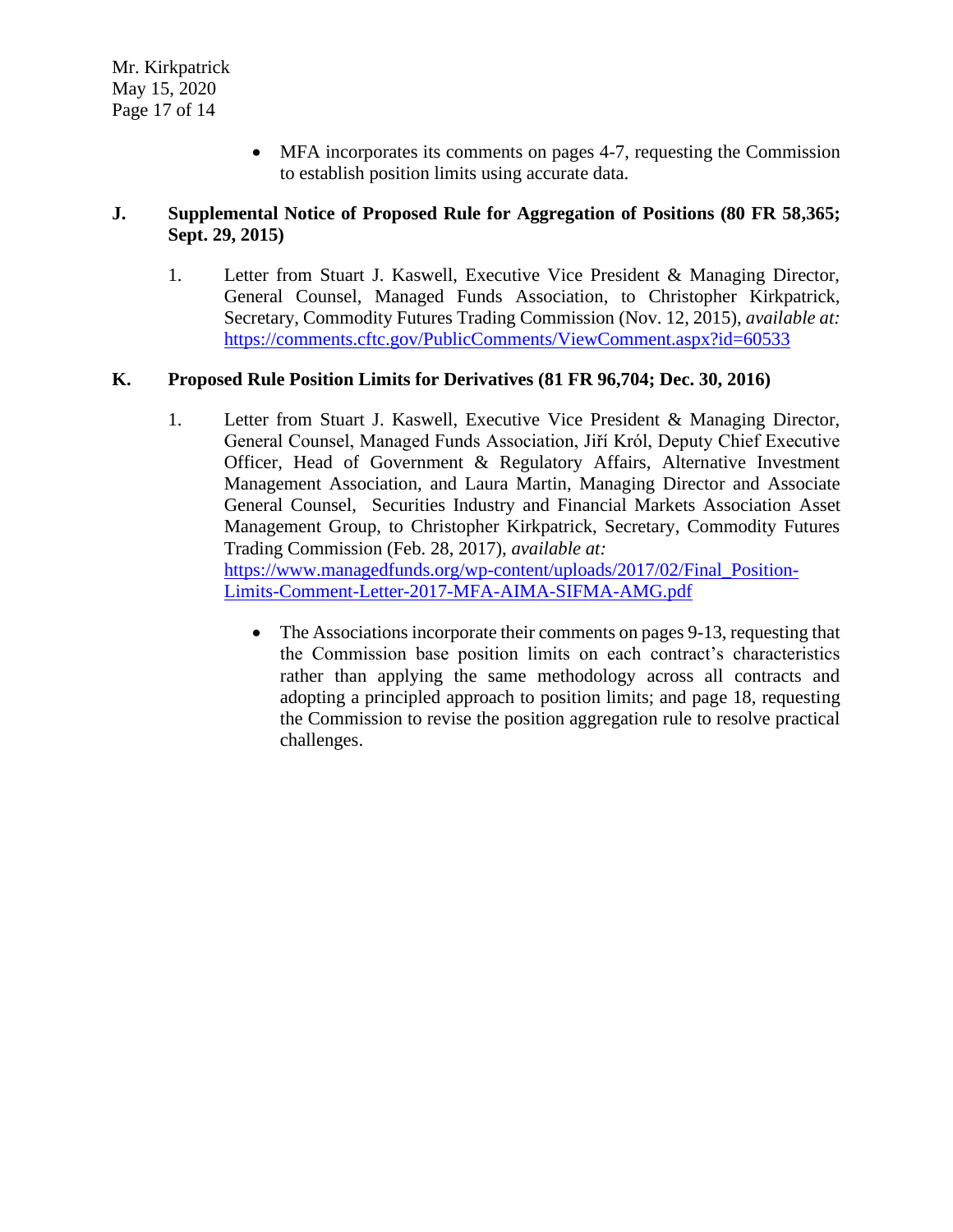- MFA incorporates its comments on pages 4-7, requesting the Commission to establish position limits using accurate data.

## J. Supplemental Notice of Proposed Rule for Aggregation of Positions (80 FR 58,365; Sept. 29, 2015)

1. Letter from Stuart J. Kaswell, Executive Vice President & Managing Director, General Counsel, Managed Funds Association, to Christopher Kirkpatrick, Secretary, Commodity Futures Trading Commission (Nov. 12, 2015), *available at:* https://comments.cftc.gov/PublicComments/ViewComment.aspx?id=60533

## K. Proposed Rule Position Limits for Derivatives (81 FR 96,704; Dec. 30, 2016)

1. Letter from Stuart J. Kaswell, Executive Vice President & Managing Director, General Counsel, Managed Funds Association, Jiří Król, Deputy Chief Executive Officer, Head of Government & Regulatory Affairs, Alternative Investment Management Association, and Laura Martin, Managing Director and Associate General Counsel, Securities Industry and Financial Markets Association Asset Management Group, to Christopher Kirkpatrick, Secretary, Commodity Futures Trading Commission (Feb. 28, 2017), *available at:* https://www.managedfunds.org/wp-content/uploads/2017/02/Final_Position-Limits-Comment-Letter-2017-MFA-AIMA-SIFMA-AMG.pdf

   - The Associations incorporate their comments on pages 9-13, requesting that the Commission base position limits on each contract's characteristics rather than applying the same methodology across all contracts and adopting a principled approach to position limits; and page 18, requesting the Commission to revise the position aggregation rule to resolve practical challenges.